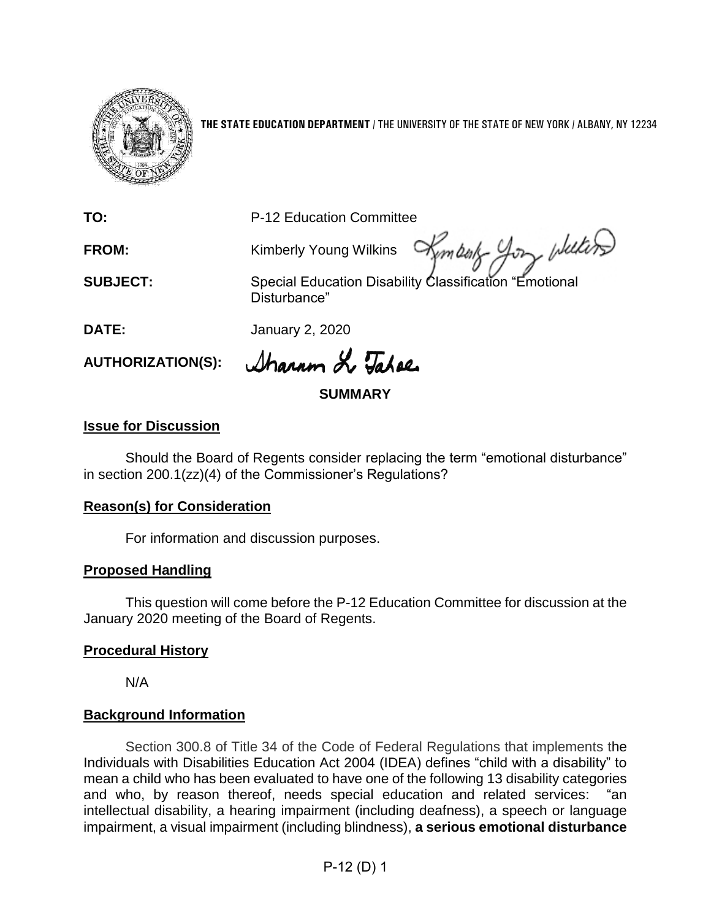**THE STATE EDUCATION DEPARTMENT** / THE UNIVERSITY OF THE STATE OF NEW YORK / ALBANY, NY 12234

**TO:** P-12 Education Committee

**FROM:** Kimberly Young Wilkins

**SUBJECT:** Special Education Disability Classification "Emotional Disturbance"

**DATE:** January 2, 2020

**AUTHORIZATION(S):**

## SUMMARY

### Issue for Discussion

Should the Board of Regents consider replacing the term "emotional disturbance" in section 200.1(zz)(4) of the Commissioner's Regulations?

### Reason(s) for Consideration

For information and discussion purposes.

### Proposed Handling

This question will come before the P-12 Education Committee for discussion at the January 2020 meeting of the Board of Regents.

### Procedural History

N/A

### Background Information

Section 300.8 of Title 34 of the Code of Federal Regulations that implements the Individuals with Disabilities Education Act 2004 (IDEA) defines "child with a disability" to mean a child who has been evaluated to have one of the following 13 disability categories and who, by reason thereof, needs special education and related services: "an intellectual disability, a hearing impairment (including deafness), a speech or language impairment, a visual impairment (including blindness), **a serious emotional disturbance**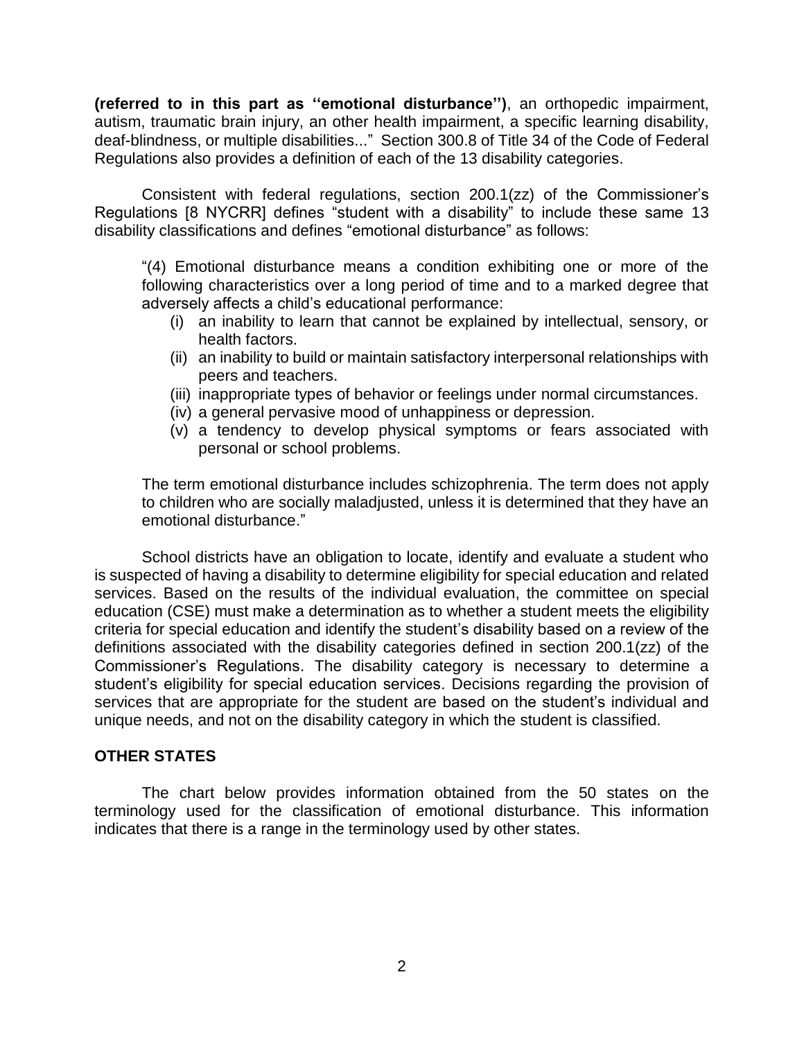**(referred to in this part as ''emotional disturbance'')**, an orthopedic impairment, autism, traumatic brain injury, an other health impairment, a specific learning disability, deaf-blindness, or multiple disabilities..." Section 300.8 of Title 34 of the Code of Federal Regulations also provides a definition of each of the 13 disability categories.

Consistent with federal regulations, section 200.1(zz) of the Commissioner's Regulations [8 NYCRR] defines "student with a disability" to include these same 13 disability classifications and defines "emotional disturbance" as follows:

> "(4) Emotional disturbance means a condition exhibiting one or more of the following characteristics over a long period of time and to a marked degree that adversely affects a child's educational performance:
>
> (i) an inability to learn that cannot be explained by intellectual, sensory, or health factors.
> (ii) an inability to build or maintain satisfactory interpersonal relationships with peers and teachers.
> (iii) inappropriate types of behavior or feelings under normal circumstances.
> (iv) a general pervasive mood of unhappiness or depression.
> (v) a tendency to develop physical symptoms or fears associated with personal or school problems.
>
> The term emotional disturbance includes schizophrenia. The term does not apply to children who are socially maladjusted, unless it is determined that they have an emotional disturbance."

School districts have an obligation to locate, identify and evaluate a student who is suspected of having a disability to determine eligibility for special education and related services. Based on the results of the individual evaluation, the committee on special education (CSE) must make a determination as to whether a student meets the eligibility criteria for special education and identify the student's disability based on a review of the definitions associated with the disability categories defined in section 200.1(zz) of the Commissioner's Regulations. The disability category is necessary to determine a student's eligibility for special education services. Decisions regarding the provision of services that are appropriate for the student are based on the student's individual and unique needs, and not on the disability category in which the student is classified.

**OTHER STATES**

The chart below provides information obtained from the 50 states on the terminology used for the classification of emotional disturbance. This information indicates that there is a range in the terminology used by other states.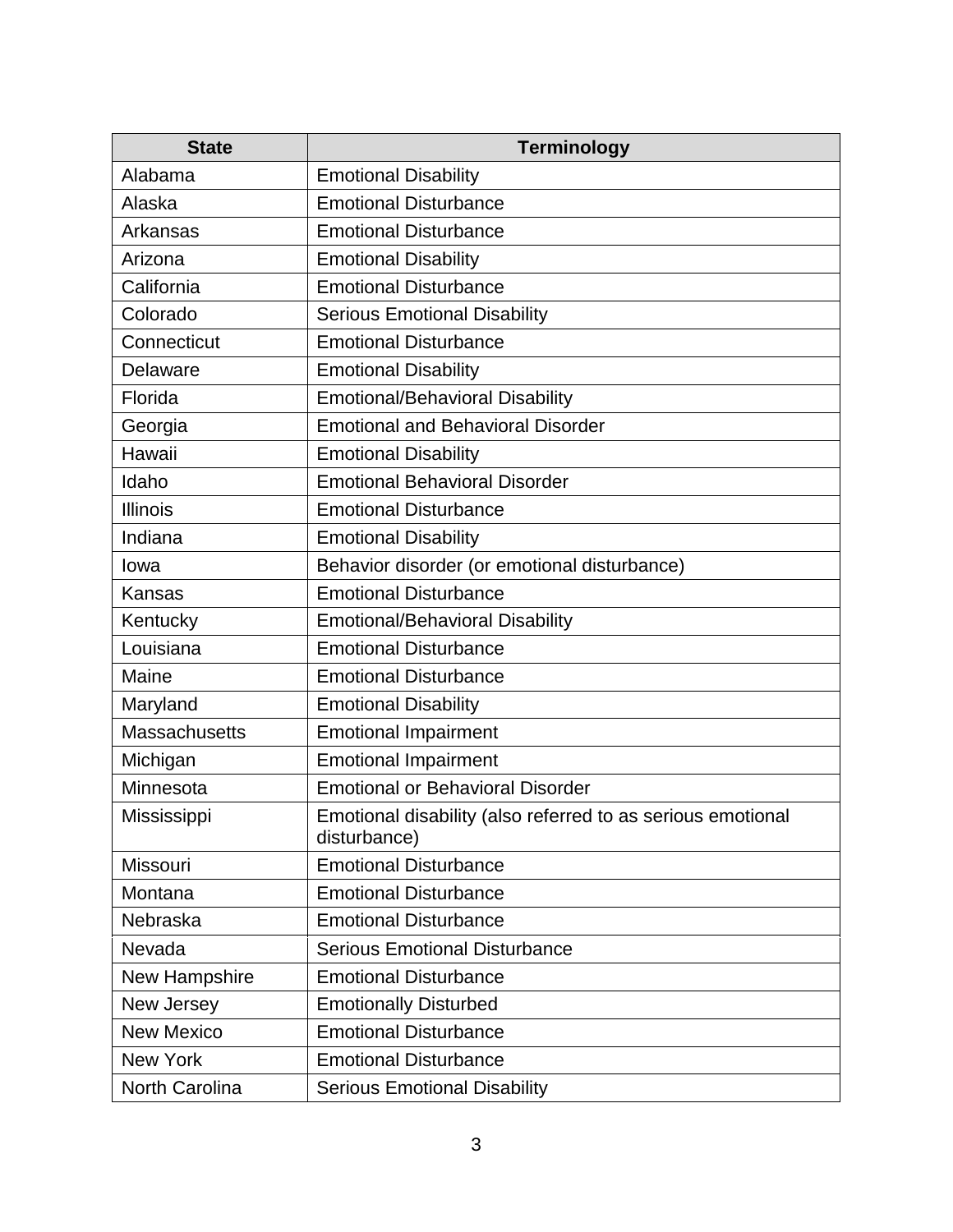| State | Terminology |
| --- | --- |
| Alabama | Emotional Disability |
| Alaska | Emotional Disturbance |
| Arkansas | Emotional Disturbance |
| Arizona | Emotional Disability |
| California | Emotional Disturbance |
| Colorado | Serious Emotional Disability |
| Connecticut | Emotional Disturbance |
| Delaware | Emotional Disability |
| Florida | Emotional/Behavioral Disability |
| Georgia | Emotional and Behavioral Disorder |
| Hawaii | Emotional Disability |
| Idaho | Emotional Behavioral Disorder |
| Illinois | Emotional Disturbance |
| Indiana | Emotional Disability |
| Iowa | Behavior disorder (or emotional disturbance) |
| Kansas | Emotional Disturbance |
| Kentucky | Emotional/Behavioral Disability |
| Louisiana | Emotional Disturbance |
| Maine | Emotional Disturbance |
| Maryland | Emotional Disability |
| Massachusetts | Emotional Impairment |
| Michigan | Emotional Impairment |
| Minnesota | Emotional or Behavioral Disorder |
| Mississippi | Emotional disability (also referred to as serious emotional disturbance) |
| Missouri | Emotional Disturbance |
| Montana | Emotional Disturbance |
| Nebraska | Emotional Disturbance |
| Nevada | Serious Emotional Disturbance |
| New Hampshire | Emotional Disturbance |
| New Jersey | Emotionally Disturbed |
| New Mexico | Emotional Disturbance |
| New York | Emotional Disturbance |
| North Carolina | Serious Emotional Disability |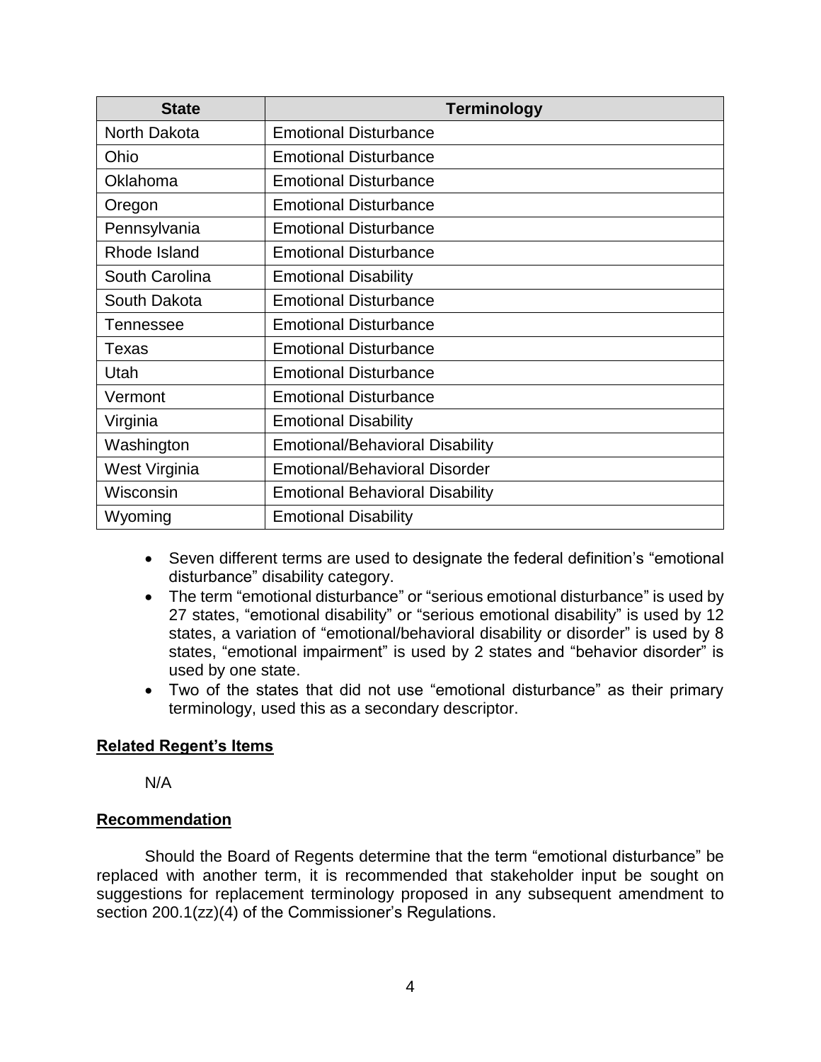| State | Terminology |
|---|---|
| North Dakota | Emotional Disturbance |
| Ohio | Emotional Disturbance |
| Oklahoma | Emotional Disturbance |
| Oregon | Emotional Disturbance |
| Pennsylvania | Emotional Disturbance |
| Rhode Island | Emotional Disturbance |
| South Carolina | Emotional Disability |
| South Dakota | Emotional Disturbance |
| Tennessee | Emotional Disturbance |
| Texas | Emotional Disturbance |
| Utah | Emotional Disturbance |
| Vermont | Emotional Disturbance |
| Virginia | Emotional Disability |
| Washington | Emotional/Behavioral Disability |
| West Virginia | Emotional/Behavioral Disorder |
| Wisconsin | Emotional Behavioral Disability |
| Wyoming | Emotional Disability |

- Seven different terms are used to designate the federal definition's "emotional disturbance" disability category.
- The term "emotional disturbance" or "serious emotional disturbance" is used by 27 states, "emotional disability" or "serious emotional disability" is used by 12 states, a variation of "emotional/behavioral disability or disorder" is used by 8 states, "emotional impairment" is used by 2 states and "behavior disorder" is used by one state.
- Two of the states that did not use "emotional disturbance" as their primary terminology, used this as a secondary descriptor.

**Related Regent's Items**

N/A

**Recommendation**

Should the Board of Regents determine that the term "emotional disturbance" be replaced with another term, it is recommended that stakeholder input be sought on suggestions for replacement terminology proposed in any subsequent amendment to section 200.1(zz)(4) of the Commissioner's Regulations.